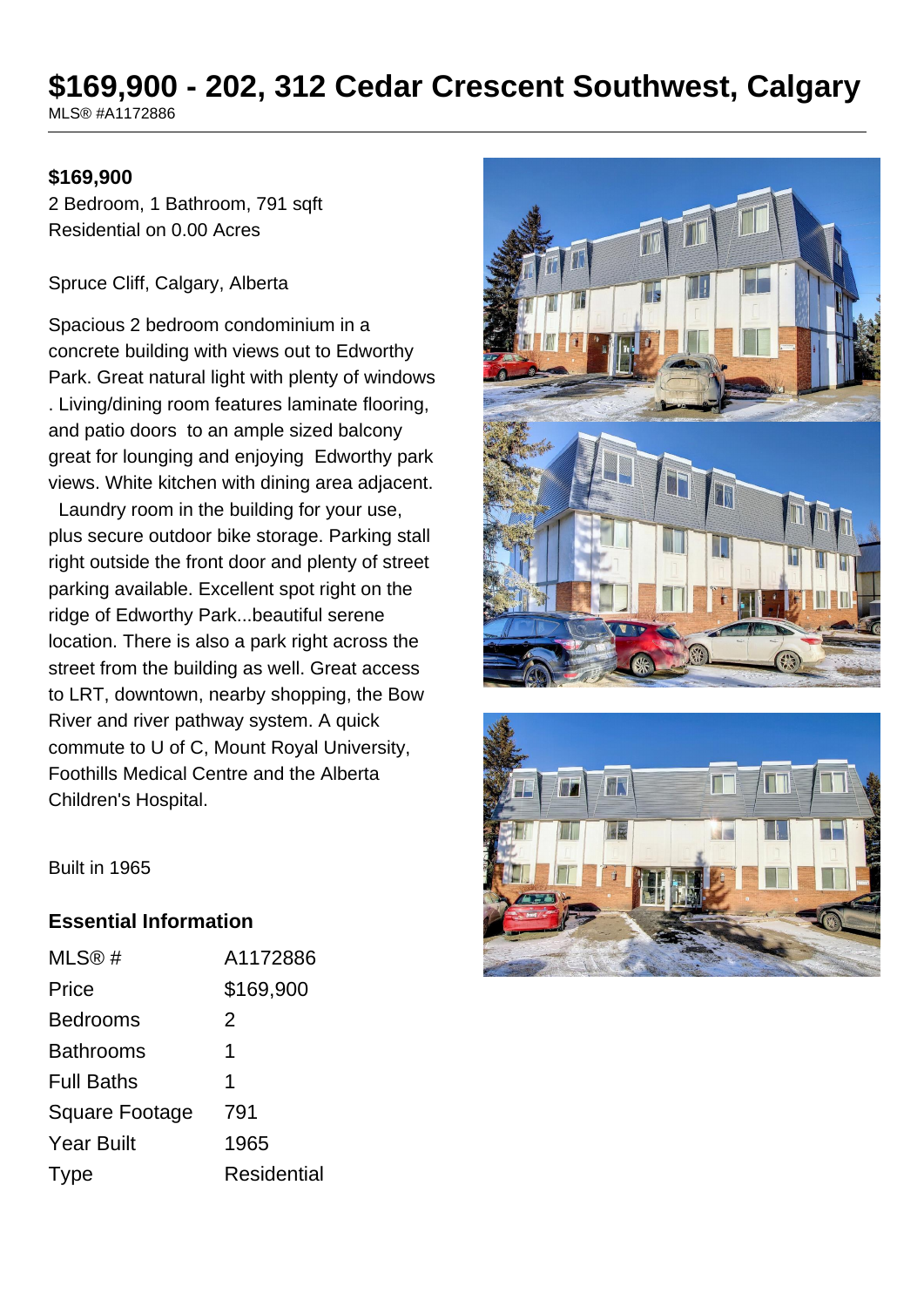# $169,900 - 202, 312 Cedar Crescent Southwest, Calgary

MLS® #A1172886

**$169,900**

2 Bedroom, 1 Bathroom, 791 sqft

Residential on 0.00 Acres

Spruce Cliff, Calgary, Alberta

Spacious 2 bedroom condominium in a concrete building with views out to Edworthy Park. Great natural light with plenty of windows . Living/dining room features laminate flooring, and patio doors to an ample sized balcony great for lounging and enjoying Edworthy park views. White kitchen with dining area adjacent. Laundry room in the building for your use, plus secure outdoor bike storage. Parking stall right outside the front door and plenty of street parking available. Excellent spot right on the ridge of Edworthy Park...beautiful serene location. There is also a park right across the street from the building as well. Great access to LRT, downtown, nearby shopping, the Bow River and river pathway system. A quick commute to U of C, Mount Royal University, Foothills Medical Centre and the Alberta Children's Hospital.

Built in 1965

## Essential Information

| | |
|---|---|
| MLS® # | A1172886 |
| Price | $169,900 |
| Bedrooms | 2 |
| Bathrooms | 1 |
| Full Baths | 1 |
| Square Footage | 791 |
| Year Built | 1965 |
| Type | Residential |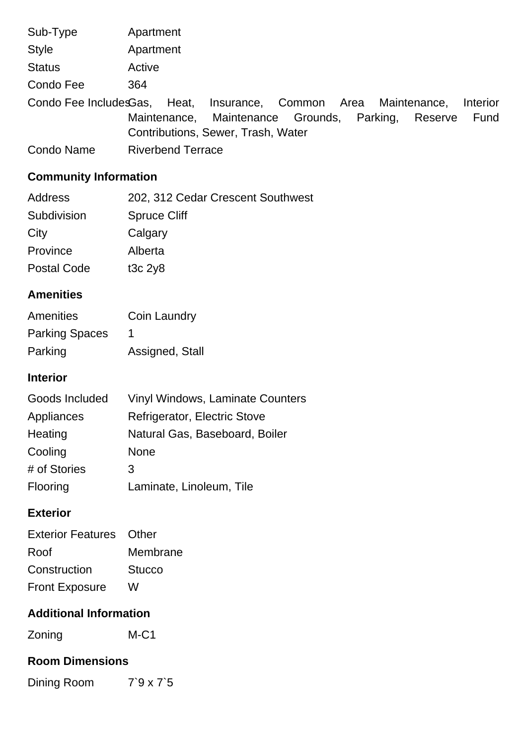| | |
|---|---|
| Sub-Type | Apartment |
| Style | Apartment |
| Status | Active |
| Condo Fee | 364 |
| Condo Fee Includes | Gas, Heat, Insurance, Common Area Maintenance, Interior Maintenance, Maintenance Grounds, Parking, Reserve Fund Contributions, Sewer, Trash, Water |
| Condo Name | Riverbend Terrace |

## Community Information

| | |
|---|---|
| Address | 202, 312 Cedar Crescent Southwest |
| Subdivision | Spruce Cliff |
| City | Calgary |
| Province | Alberta |
| Postal Code | t3c 2y8 |

## Amenities

| | |
|---|---|
| Amenities | Coin Laundry |
| Parking Spaces | 1 |
| Parking | Assigned, Stall |

## Interior

| | |
|---|---|
| Goods Included | Vinyl Windows, Laminate Counters |
| Appliances | Refrigerator, Electric Stove |
| Heating | Natural Gas, Baseboard, Boiler |
| Cooling | None |
| # of Stories | 3 |
| Flooring | Laminate, Linoleum, Tile |

## Exterior

| | |
|---|---|
| Exterior Features | Other |
| Roof | Membrane |
| Construction | Stucco |
| Front Exposure | W |

## Additional Information

| | |
|---|---|
| Zoning | M-C1 |

## Room Dimensions

| | |
|---|---|
| Dining Room | 7`9 x 7`5 |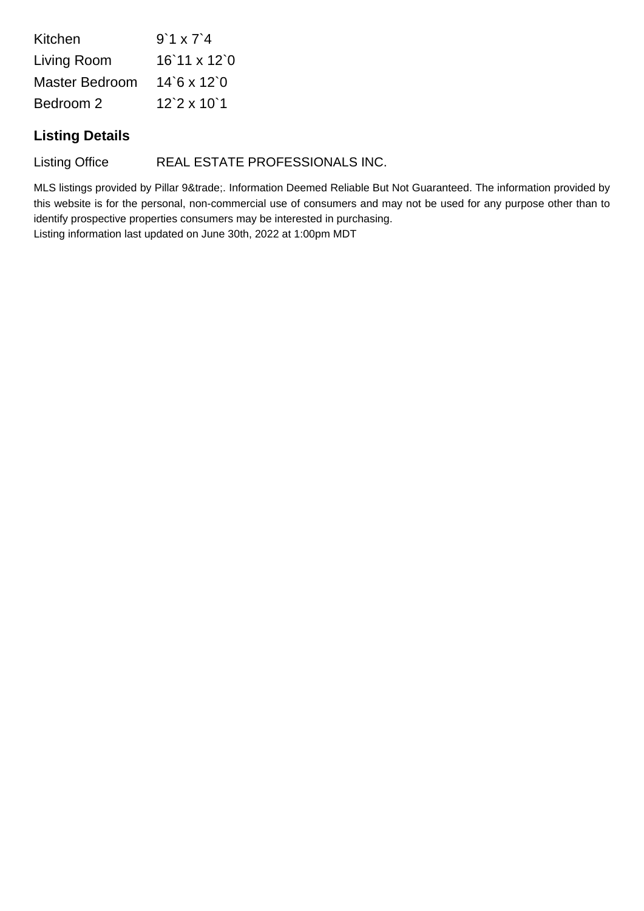| | |
|---|---|
| Kitchen | 9`1 x 7`4 |
| Living Room | 16`11 x 12`0 |
| Master Bedroom | 14`6 x 12`0 |
| Bedroom 2 | 12`2 x 10`1 |

## Listing Details

| | |
|---|---|
| Listing Office | REAL ESTATE PROFESSIONALS INC. |

MLS listings provided by Pillar 9&trade;. Information Deemed Reliable But Not Guaranteed. The information provided by this website is for the personal, non-commercial use of consumers and may not be used for any purpose other than to identify prospective properties consumers may be interested in purchasing.
Listing information last updated on June 30th, 2022 at 1:00pm MDT